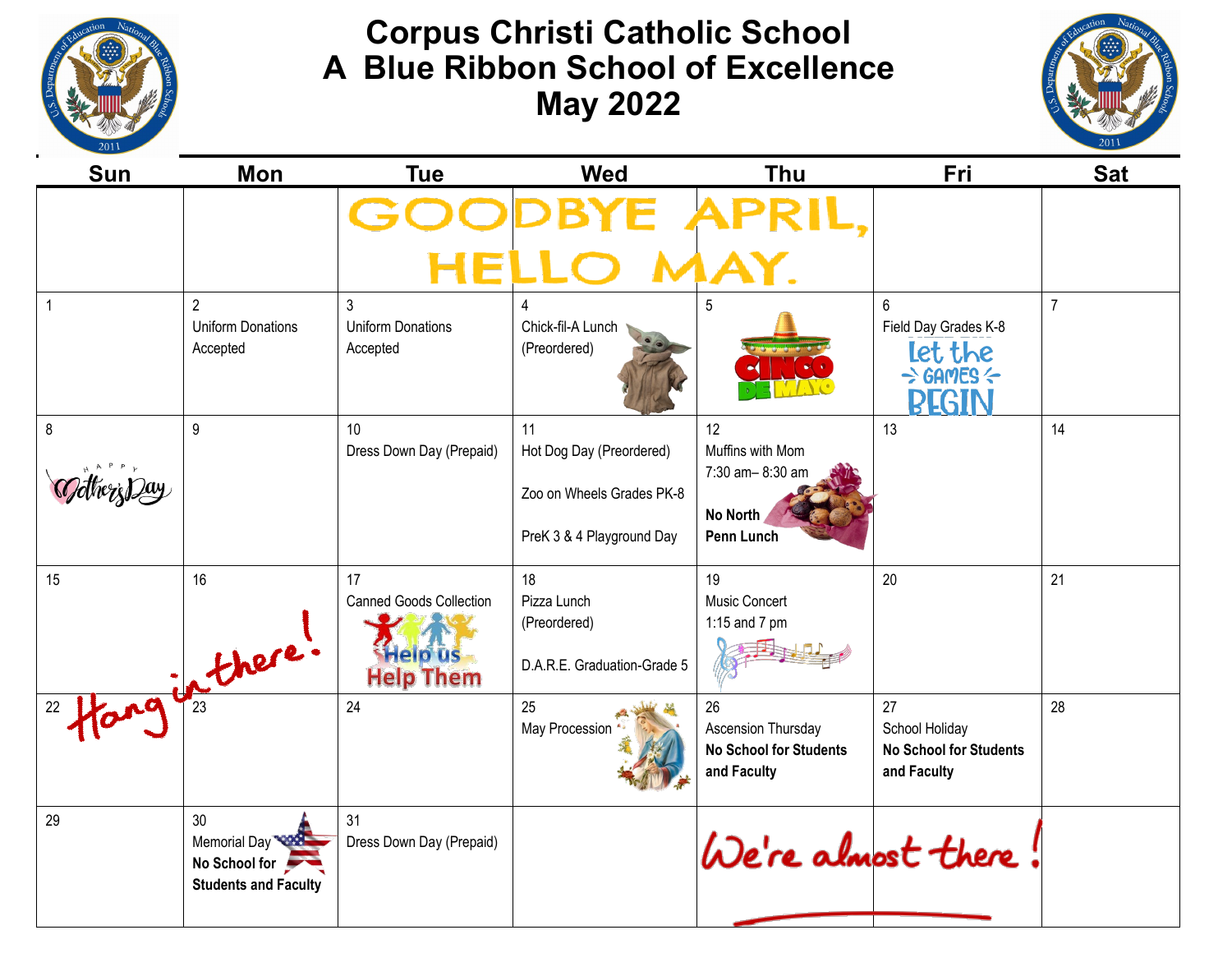# Corpus Christi Catholic School
# A Blue Ribbon School of Excellence
# May 2022

| Sun | Mon | Tue | Wed | Thu | Fri | Sat |
|---|---|---|---|---|---|---|
| | | GOODBYE APRIL, HELLO MAY. | | | | |
| 1 | 2 Uniform Donations Accepted | 3 Uniform Donations Accepted | 4 Chick-fil-A Lunch (Preordered) | 5 CINCO DE MAYO | 6 Field Day Grades K-8 Let the GAMES BEGIN | 7 |
| 8 Happy Mother's Day | 9 | 10 Dress Down Day (Prepaid) | 11 Hot Dog Day (Preordered)<br><br>Zoo on Wheels Grades PK-8<br><br>PreK 3 & 4 Playground Day | 12 Muffins with Mom 7:30 am– 8:30 am<br><br>**No North Penn Lunch** | 13 | 14 |
| 15 | 16 | 17 Canned Goods Collection Help us Help Them | 18 Pizza Lunch (Preordered)<br><br>D.A.R.E. Graduation-Grade 5 | 19 Music Concert 1:15 and 7 pm | 20 | 21 |
| 22 | 23 | 24 | 25 May Procession | 26 Ascension Thursday **No School for Students and Faculty** | 27 School Holiday **No School for Students and Faculty** | 28 |
| 29 | 30 Memorial Day **No School for Students and Faculty** | 31 Dress Down Day (Prepaid) | | We're almost there! | | |

Hang in there!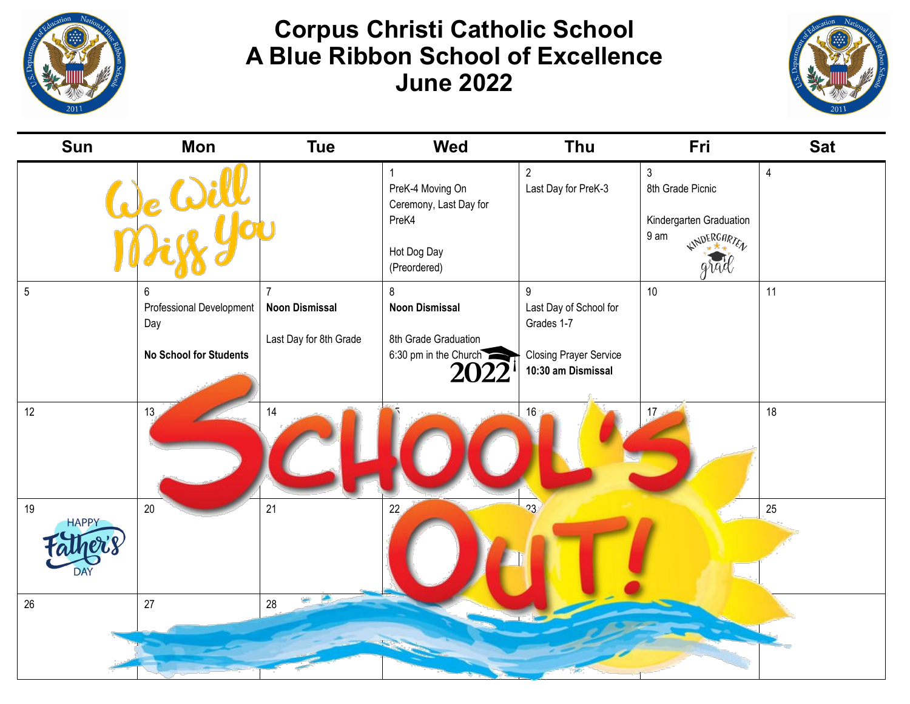# Corpus Christi Catholic School
# A Blue Ribbon School of Excellence
# June 2022

| Sun | Mon | Tue | Wed | Thu | Fri | Sat |
|---|---|---|---|---|---|---|
| We Will Miss You | | | 1 PreK-4 Moving On Ceremony, Last Day for PreK4<br><br>Hot Dog Day (Preordered) | 2 Last Day for PreK-3 | 3 8th Grade Picnic<br><br>Kindergarten Graduation 9 am | 4 |
| 5 | 6 Professional Development Day<br><br>**No School for Students** | 7 **Noon Dismissal**<br><br>Last Day for 8th Grade | 8 **Noon Dismissal**<br><br>8th Grade Graduation 6:30 pm in the Church<br>2022 | 9 Last Day of School for Grades 1-7<br><br>Closing Prayer Service **10:30 am Dismissal** | 10 | 11 |
| 12 | 13 | 14 | 15 | 16 | 17 | 18 |
| 19 Happy Father's Day | 20 | 21 | 22 | 23 | 24 | 25 |
| 26 | 27 | 28 | 29 | 30 | | |

SCHOOL'S OUT!